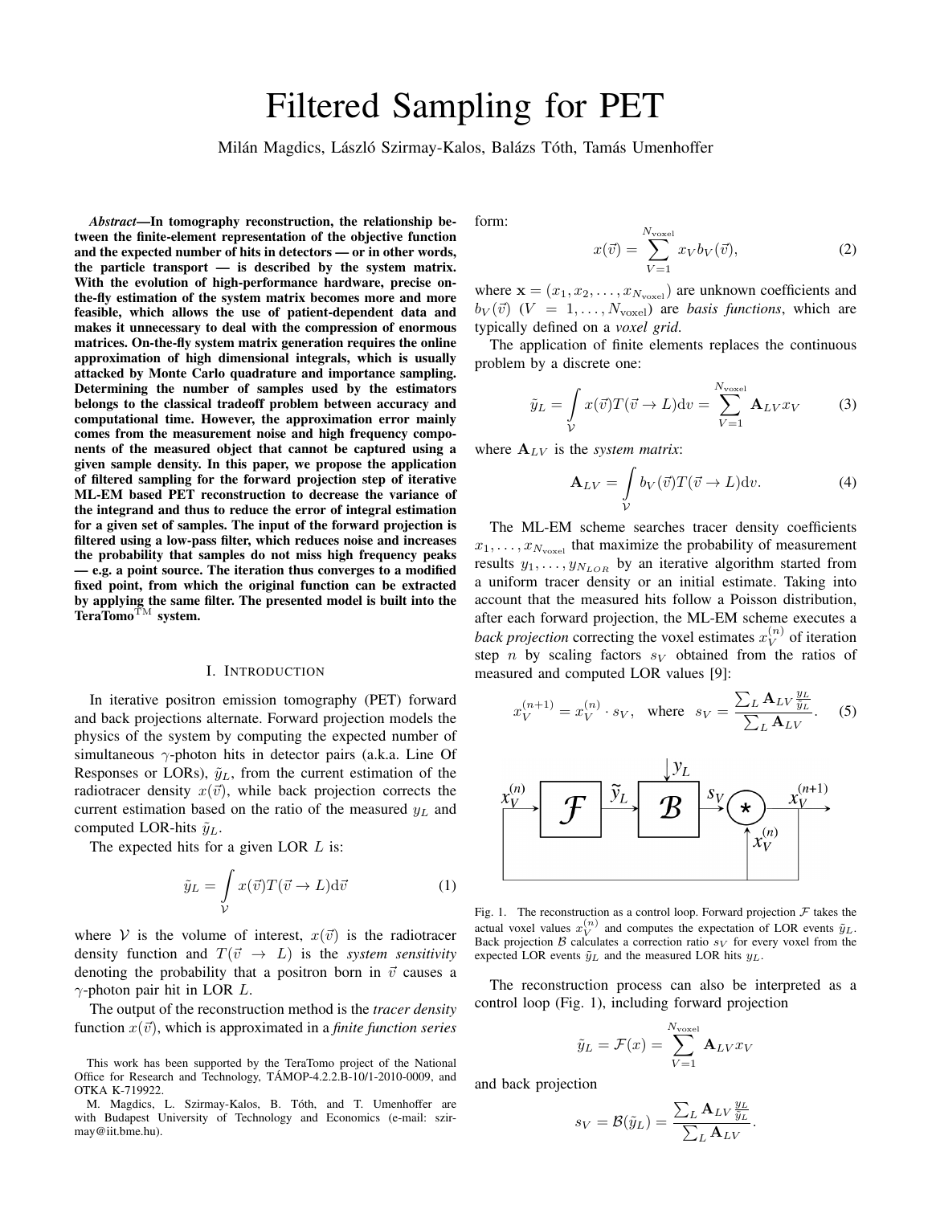# Filtered Sampling for PET

Milán Magdics, László Szirmay-Kalos, Balázs Tóth, Tamás Umenhoffer

***Abstract*—In tomography reconstruction, the relationship between the finite-element representation of the objective function and the expected number of hits in detectors — or in other words, the particle transport — is described by the system matrix. With the evolution of high-performance hardware, precise on-the-fly estimation of the system matrix becomes more and more feasible, which allows the use of patient-dependent data and makes it unnecessary to deal with the compression of enormous matrices. On-the-fly system matrix generation requires the online approximation of high dimensional integrals, which is usually attacked by Monte Carlo quadrature and importance sampling. Determining the number of samples used by the estimators belongs to the classical tradeoff problem between accuracy and computational time. However, the approximation error mainly comes from the measurement noise and high frequency components of the measured object that cannot be captured using a given sample density. In this paper, we propose the application of filtered sampling for the forward projection step of iterative ML-EM based PET reconstruction to decrease the variance of the integrand and thus to reduce the error of integral estimation for a given set of samples. The input of the forward projection is filtered using a low-pass filter, which reduces noise and increases the probability that samples do not miss high frequency peaks — e.g. a point source. The iteration thus converges to a modified fixed point, from which the original function can be extracted by applying the same filter. The presented model is built into the TeraTomo$^{\rm TM}$ system.**

## I. Introduction

In iterative positron emission tomography (PET) forward and back projections alternate. Forward projection models the physics of the system by computing the expected number of simultaneous $\gamma$-photon hits in detector pairs (a.k.a. Line Of Responses or LORs), $\tilde{y}_L$, from the current estimation of the radiotracer density $x(\vec{v})$, while back projection corrects the current estimation based on the ratio of the measured $y_L$ and computed LOR-hits $\tilde{y}_L$.

The expected hits for a given LOR $L$ is:

$$\tilde{y}_L = \int_{\mathcal{V}} x(\vec{v}) T(\vec{v} \to L) \mathrm{d}\vec{v} \qquad (1)$$

where $\mathcal{V}$ is the volume of interest, $x(\vec{v})$ is the radiotracer density function and $T(\vec{v} \to L)$ is the *system sensitivity* denoting the probability that a positron born in $\vec{v}$ causes a $\gamma$-photon pair hit in LOR $L$.

The output of the reconstruction method is the *tracer density* function $x(\vec{v})$, which is approximated in a *finite function series* form:

$$x(\vec{v}) = \sum_{V=1}^{N_{\rm voxel}} x_V b_V(\vec{v}), \qquad (2)$$

where $\mathbf{x} = (x_1, x_2, \ldots, x_{N_{\rm voxel}})$ are unknown coefficients and $b_V(\vec{v})$ ($V = 1, \ldots, N_{\rm voxel}$) are *basis functions*, which are typically defined on a *voxel grid*.

The application of finite elements replaces the continuous problem by a discrete one:

$$\tilde{y}_L = \int_{\mathcal{V}} x(\vec{v}) T(\vec{v} \to L) \mathrm{d}v = \sum_{V=1}^{N_{\rm voxel}} \mathbf{A}_{LV} x_V \qquad (3)$$

where $\mathbf{A}_{LV}$ is the *system matrix*:

$$\mathbf{A}_{LV} = \int_{\mathcal{V}} b_V(\vec{v}) T(\vec{v} \to L) \mathrm{d}v. \qquad (4)$$

The ML-EM scheme searches tracer density coefficients $x_1, \ldots, x_{N_{\rm voxel}}$ that maximize the probability of measurement results $y_1, \ldots, y_{N_{LOR}}$ by an iterative algorithm started from a uniform tracer density or an initial estimate. Taking into account that the measured hits follow a Poisson distribution, after each forward projection, the ML-EM scheme executes a *back projection* correcting the voxel estimates $x_V^{(n)}$ of iteration step $n$ by scaling factors $s_V$ obtained from the ratios of measured and computed LOR values [9]:

$$x_V^{(n+1)} = x_V^{(n)} \cdot s_V, \quad \text{where} \quad s_V = \frac{\sum_L \mathbf{A}_{LV} \frac{y_L}{\tilde{y}_L}}{\sum_L \mathbf{A}_{LV}}. \qquad (5)$$

Fig. 1. The reconstruction as a control loop. Forward projection $\mathcal{F}$ takes the actual voxel values $x_V^{(n)}$ and computes the expectation of LOR events $\tilde{y}_L$. Back projection $\mathcal{B}$ calculates a correction ratio $s_V$ for every voxel from the expected LOR events $\tilde{y}_L$ and the measured LOR hits $y_L$.

The reconstruction process can also be interpreted as a control loop (Fig. 1), including forward projection

$$\tilde{y}_L = \mathcal{F}(x) = \sum_{V=1}^{N_{\rm voxel}} \mathbf{A}_{LV} x_V$$

and back projection

$$s_V = \mathcal{B}(\tilde{y}_L) = \frac{\sum_L \mathbf{A}_{LV} \frac{y_L}{\tilde{y}_L}}{\sum_L \mathbf{A}_{LV}}.$$

This work has been supported by the TeraTomo project of the National Office for Research and Technology, TÁMOP-4.2.2.B-10/1-2010-0009, and OTKA K-719922.

M. Magdics, L. Szirmay-Kalos, B. Tóth, and T. Umenhoffer are with Budapest University of Technology and Economics (e-mail: szirmay@iit.bme.hu).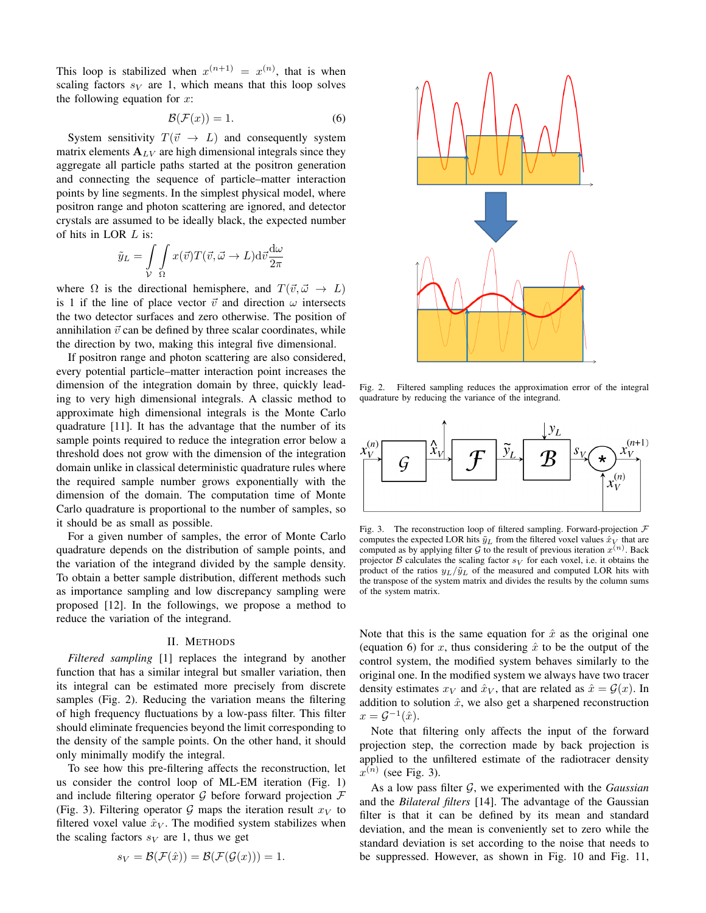This loop is stabilized when $x^{(n+1)} = x^{(n)}$, that is when scaling factors $s_V$ are 1, which means that this loop solves the following equation for $x$:

$$\mathcal{B}(\mathcal{F}(x)) = 1. \tag{6}$$

System sensitivity $T(\vec{v} \to L)$ and consequently system matrix elements $\mathbf{A}_{LV}$ are high dimensional integrals since they aggregate all particle paths started at the positron generation and connecting the sequence of particle–matter interaction points by line segments. In the simplest physical model, where positron range and photon scattering are ignored, and detector crystals are assumed to be ideally black, the expected number of hits in LOR $L$ is:

$$\tilde{y}_L = \int_{\mathcal{V}} \int_{\Omega} x(\vec{v}) T(\vec{v}, \vec{\omega} \to L) \mathrm{d}\vec{v} \frac{\mathrm{d}\omega}{2\pi}$$

where $\Omega$ is the directional hemisphere, and $T(\vec{v}, \vec{\omega} \to L)$ is 1 if the line of place vector $\vec{v}$ and direction $\omega$ intersects the two detector surfaces and zero otherwise. The position of annihilation $\vec{v}$ can be defined by three scalar coordinates, while the direction by two, making this integral five dimensional.

If positron range and photon scattering are also considered, every potential particle–matter interaction point increases the dimension of the integration domain by three, quickly leading to very high dimensional integrals. A classic method to approximate high dimensional integrals is the Monte Carlo quadrature [11]. It has the advantage that the number of its sample points required to reduce the integration error below a threshold does not grow with the dimension of the integration domain unlike in classical deterministic quadrature rules where the required sample number grows exponentially with the dimension of the domain. The computation time of Monte Carlo quadrature is proportional to the number of samples, so it should be as small as possible.

For a given number of samples, the error of Monte Carlo quadrature depends on the distribution of sample points, and the variation of the integrand divided by the sample density. To obtain a better sample distribution, different methods such as importance sampling and low discrepancy sampling were proposed [12]. In the followings, we propose a method to reduce the variation of the integrand.

## II. Methods

*Filtered sampling* [1] replaces the integrand by another function that has a similar integral but smaller variation, then its integral can be estimated more precisely from discrete samples (Fig. 2). Reducing the variation means the filtering of high frequency fluctuations by a low-pass filter. This filter should eliminate frequencies beyond the limit corresponding to the density of the sample points. On the other hand, it should only minimally modify the integral.

To see how this pre-filtering affects the reconstruction, let us consider the control loop of ML-EM iteration (Fig. 1) and include filtering operator $\mathcal{G}$ before forward projection $\mathcal{F}$ (Fig. 3). Filtering operator $\mathcal{G}$ maps the iteration result $x_V$ to filtered voxel value $\hat{x}_V$. The modified system stabilizes when the scaling factors $s_V$ are 1, thus we get

$$s_V = \mathcal{B}(\mathcal{F}(\hat{x})) = \mathcal{B}(\mathcal{F}(\mathcal{G}(x))) = 1.$$

Fig. 2. Filtered sampling reduces the approximation error of the integral quadrature by reducing the variance of the integrand.

Fig. 3. The reconstruction loop of filtered sampling. Forward-projection $\mathcal{F}$ computes the expected LOR hits $\tilde{y}_L$ from the filtered voxel values $\hat{x}_V$ that are computed as by applying filter $\mathcal{G}$ to the result of previous iteration $x^{(n)}$. Back projector $\mathcal{B}$ calculates the scaling factor $s_V$ for each voxel, i.e. it obtains the product of the ratios $y_L/\tilde{y}_L$ of the measured and computed LOR hits with the transpose of the system matrix and divides the results by the column sums of the system matrix.

Note that this is the same equation for $\hat{x}$ as the original one (equation 6) for $x$, thus considering $\hat{x}$ to be the output of the control system, the modified system behaves similarly to the original one. In the modified system we always have two tracer density estimates $x_V$ and $\hat{x}_V$, that are related as $\hat{x} = \mathcal{G}(x)$. In addition to solution $\hat{x}$, we also get a sharpened reconstruction $x = \mathcal{G}^{-1}(\hat{x})$.

Note that filtering only affects the input of the forward projection step, the correction made by back projection is applied to the unfiltered estimate of the radiotracer density $x^{(n)}$ (see Fig. 3).

As a low pass filter $\mathcal{G}$, we experimented with the *Gaussian* and the *Bilateral filters* [14]. The advantage of the Gaussian filter is that it can be defined by its mean and standard deviation, and the mean is conveniently set to zero while the standard deviation is set according to the noise that needs to be suppressed. However, as shown in Fig. 10 and Fig. 11,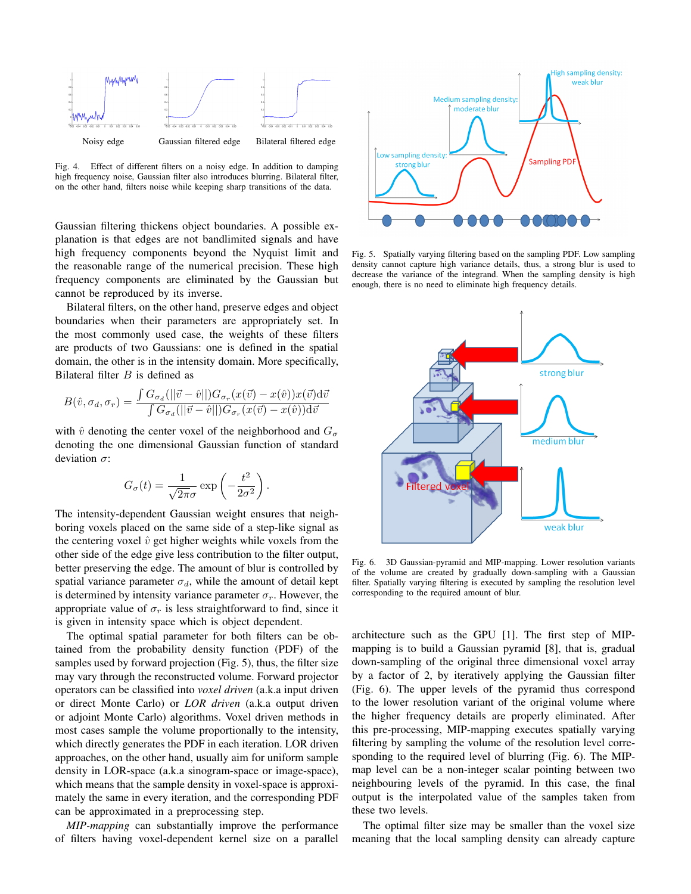Fig. 4. Effect of different filters on a noisy edge. In addition to damping high frequency noise, Gaussian filter also introduces blurring. Bilateral filter, on the other hand, filters noise while keeping sharp transitions of the data.

Gaussian filtering thickens object boundaries. A possible explanation is that edges are not bandlimited signals and have high frequency components beyond the Nyquist limit and the reasonable range of the numerical precision. These high frequency components are eliminated by the Gaussian but cannot be reproduced by its inverse.

Bilateral filters, on the other hand, preserve edges and object boundaries when their parameters are appropriately set. In the most commonly used case, the weights of these filters are products of two Gaussians: one is defined in the spatial domain, the other is in the intensity domain. More specifically, Bilateral filter $B$ is defined as

$$B(\hat{v}, \sigma_d, \sigma_r) = \frac{\int G_{\sigma_d}(||\vec{v} - \hat{v}||) G_{\sigma_r}(x(\vec{v}) - x(\hat{v})) x(\vec{v}) \mathrm{d}\vec{v}}{\int G_{\sigma_d}(||\vec{v} - \hat{v}||) G_{\sigma_r}(x(\vec{v}) - x(\hat{v})) \mathrm{d}\vec{v}}$$

with $\hat{v}$ denoting the center voxel of the neighborhood and $G_\sigma$ denoting the one dimensional Gaussian function of standard deviation $\sigma$:

$$G_\sigma(t) = \frac{1}{\sqrt{2\pi}\sigma} \exp\left(-\frac{t^2}{2\sigma^2}\right).$$

The intensity-dependent Gaussian weight ensures that neighboring voxels placed on the same side of a step-like signal as the centering voxel $\hat{v}$ get higher weights while voxels from the other side of the edge give less contribution to the filter output, better preserving the edge. The amount of blur is controlled by spatial variance parameter $\sigma_d$, while the amount of detail kept is determined by intensity variance parameter $\sigma_r$. However, the appropriate value of $\sigma_r$ is less straightforward to find, since it is given in intensity space which is object dependent.

The optimal spatial parameter for both filters can be obtained from the probability density function (PDF) of the samples used by forward projection (Fig. 5), thus, the filter size may vary through the reconstructed volume. Forward projector operators can be classified into *voxel driven* (a.k.a input driven or direct Monte Carlo) or *LOR driven* (a.k.a output driven or adjoint Monte Carlo) algorithms. Voxel driven methods in most cases sample the volume proportionally to the intensity, which directly generates the PDF in each iteration. LOR driven approaches, on the other hand, usually aim for uniform sample density in LOR-space (a.k.a sinogram-space or image-space), which means that the sample density in voxel-space is approximately the same in every iteration, and the corresponding PDF can be approximated in a preprocessing step.

*MIP-mapping* can substantially improve the performance of filters having voxel-dependent kernel size on a parallel architecture such as the GPU [1]. The first step of MIP-mapping is to build a Gaussian pyramid [8], that is, gradual down-sampling of the original three dimensional voxel array by a factor of 2, by iteratively applying the Gaussian filter (Fig. 6). The upper levels of the pyramid thus correspond to the lower resolution variant of the original volume where the higher frequency details are properly eliminated. After this pre-processing, MIP-mapping executes spatially varying filtering by sampling the volume of the resolution level corresponding to the required level of blurring (Fig. 6). The MIP-map level can be a non-integer scalar pointing between two neighbouring levels of the pyramid. In this case, the final output is the interpolated value of the samples taken from these two levels.

The optimal filter size may be smaller than the voxel size meaning that the local sampling density can already capture

Fig. 5. Spatially varying filtering based on the sampling PDF. Low sampling density cannot capture high variance details, thus, a strong blur is used to decrease the variance of the integrand. When the sampling density is high enough, there is no need to eliminate high frequency details.

Fig. 6. 3D Gaussian-pyramid and MIP-mapping. Lower resolution variants of the volume are created by gradually down-sampling with a Gaussian filter. Spatially varying filtering is executed by sampling the resolution level corresponding to the required amount of blur.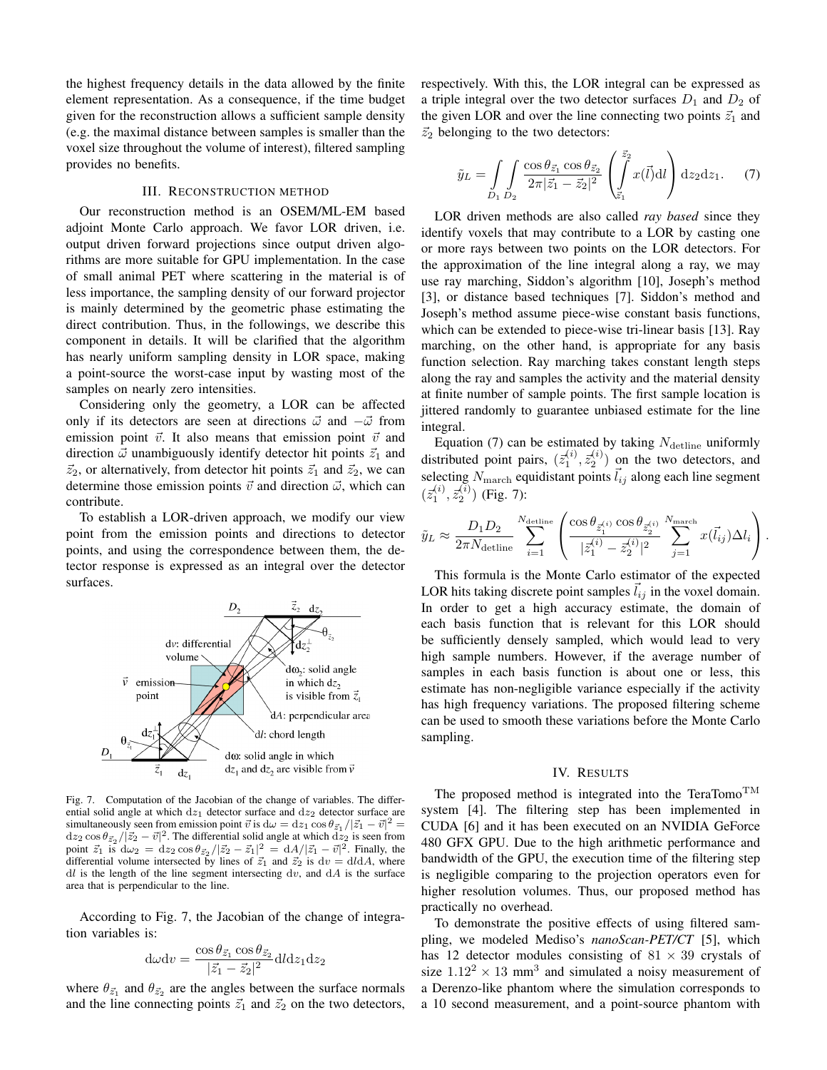the highest frequency details in the data allowed by the finite element representation. As a consequence, if the time budget given for the reconstruction allows a sufficient sample density (e.g. the maximal distance between samples is smaller than the voxel size throughout the volume of interest), filtered sampling provides no benefits.

## III. Reconstruction method

Our reconstruction method is an OSEM/ML-EM based adjoint Monte Carlo approach. We favor LOR driven, i.e. output driven forward projections since output driven algorithms are more suitable for GPU implementation. In the case of small animal PET where scattering in the material is of less importance, the sampling density of our forward projector is mainly determined by the geometric phase estimating the direct contribution. Thus, in the followings, we describe this component in details. It will be clarified that the algorithm has nearly uniform sampling density in LOR space, making a point-source the worst-case input by wasting most of the samples on nearly zero intensities.

Considering only the geometry, a LOR can be affected only if its detectors are seen at directions $\vec{\omega}$ and $-\vec{\omega}$ from emission point $\vec{v}$. It also means that emission point $\vec{v}$ and direction $\vec{\omega}$ unambiguously identify detector hit points $\vec{z}_1$ and $\vec{z}_2$, or alternatively, from detector hit points $\vec{z}_1$ and $\vec{z}_2$, we can determine those emission points $\vec{v}$ and direction $\vec{\omega}$, which can contribute.

To establish a LOR-driven approach, we modify our view point from the emission points and directions to detector points, and using the correspondence between them, the detector response is expressed as an integral over the detector surfaces.

Fig. 7. Computation of the Jacobian of the change of variables. The differential solid angle at which $\mathrm{d}z_1$ detector surface and $\mathrm{d}z_2$ detector surface are simultaneously seen from emission point $\vec{v}$ is $\mathrm{d}\omega = \mathrm{d}z_1 \cos\theta_{\vec{z}_1}/|\vec{z}_1 - \vec{v}|^2 = \mathrm{d}z_2 \cos\theta_{\vec{z}_2}/|\vec{z}_2 - \vec{v}|^2$. The differential solid angle at which $\mathrm{d}z_2$ is seen from point $\vec{z}_1$ is $\mathrm{d}\omega_2 = \mathrm{d}z_2 \cos\theta_{\vec{z}_2}/|\vec{z}_2 - \vec{z}_1|^2 = \mathrm{d}A/|\vec{z}_1 - \vec{v}|^2$. Finally, the differential volume intersected by lines of $\vec{z}_1$ and $\vec{z}_2$ is $\mathrm{d}v = \mathrm{d}l\mathrm{d}A$, where $\mathrm{d}l$ is the length of the line segment intersecting $\mathrm{d}v$, and $\mathrm{d}A$ is the surface area that is perpendicular to the line.

According to Fig. 7, the Jacobian of the change of integration variables is:

$$\mathrm{d}\omega \mathrm{d}v = \frac{\cos\theta_{\vec{z}_1} \cos\theta_{\vec{z}_2}}{|\vec{z}_1 - \vec{z}_2|^2} \mathrm{d}l \mathrm{d}z_1 \mathrm{d}z_2$$

where $\theta_{\vec{z}_1}$ and $\theta_{\vec{z}_2}$ are the angles between the surface normals and the line connecting points $\vec{z}_1$ and $\vec{z}_2$ on the two detectors, respectively. With this, the LOR integral can be expressed as a triple integral over the two detector surfaces $D_1$ and $D_2$ of the given LOR and over the line connecting two points $\vec{z}_1$ and $\vec{z}_2$ belonging to the two detectors:

$$\tilde{y}_L = \int_{D_1} \int_{D_2} \frac{\cos\theta_{\vec{z}_1} \cos\theta_{\vec{z}_2}}{2\pi |\vec{z}_1 - \vec{z}_2|^2} \left( \int_{\vec{z}_1}^{\vec{z}_2} x(\vec{l}) \mathrm{d}l \right) \mathrm{d}z_2 \mathrm{d}z_1. \quad (7)$$

LOR driven methods are also called *ray based* since they identify voxels that may contribute to a LOR by casting one or more rays between two points on the LOR detectors. For the approximation of the line integral along a ray, we may use ray marching, Siddon's algorithm [10], Joseph's method [3], or distance based techniques [7]. Siddon's method and Joseph's method assume piece-wise constant basis functions, which can be extended to piece-wise tri-linear basis [13]. Ray marching, on the other hand, is appropriate for any basis function selection. Ray marching takes constant length steps along the ray and samples the activity and the material density at finite number of sample points. The first sample location is jittered randomly to guarantee unbiased estimate for the line integral.

Equation (7) can be estimated by taking $N_{\mathrm{detline}}$ uniformly distributed point pairs, $(\vec{z}_1^{(i)}, \vec{z}_2^{(i)})$ on the two detectors, and selecting $N_{\mathrm{march}}$ equidistant points $\vec{l}_{ij}$ along each line segment $(\vec{z}_1^{(i)}, \vec{z}_2^{(i)})$ (Fig. 7):

$$\tilde{y}_L \approx \frac{D_1 D_2}{2\pi N_{\mathrm{detline}}} \sum_{i=1}^{N_{\mathrm{detline}}} \left( \frac{\cos\theta_{\vec{z}_1^{(i)}} \cos\theta_{\vec{z}_2^{(i)}}}{|\vec{z}_1^{(i)} - \vec{z}_2^{(i)}|^2} \sum_{j=1}^{N_{\mathrm{march}}} x(\vec{l}_{ij}) \Delta l_i \right).$$

This formula is the Monte Carlo estimator of the expected LOR hits taking discrete point samples $\vec{l}_{ij}$ in the voxel domain. In order to get a high accuracy estimate, the domain of each basis function that is relevant for this LOR should be sufficiently densely sampled, which would lead to very high sample numbers. However, if the average number of samples in each basis function is about one or less, this estimate has non-negligible variance especially if the activity has high frequency variations. The proposed filtering scheme can be used to smooth these variations before the Monte Carlo sampling.

## IV. Results

The proposed method is integrated into the TeraTomo™ system [4]. The filtering step has been implemented in CUDA [6] and it has been executed on an NVIDIA GeForce 480 GFX GPU. Due to the high arithmetic performance and bandwidth of the GPU, the execution time of the filtering step is negligible comparing to the projection operators even for higher resolution volumes. Thus, our proposed method has practically no overhead.

To demonstrate the positive effects of using filtered sampling, we modeled Mediso's *nanoScan-PET/CT* [5], which has 12 detector modules consisting of $81 \times 39$ crystals of size $1.12^2 \times 13$ mm$^3$ and simulated a noisy measurement of a Derenzo-like phantom where the simulation corresponds to a 10 second measurement, and a point-source phantom with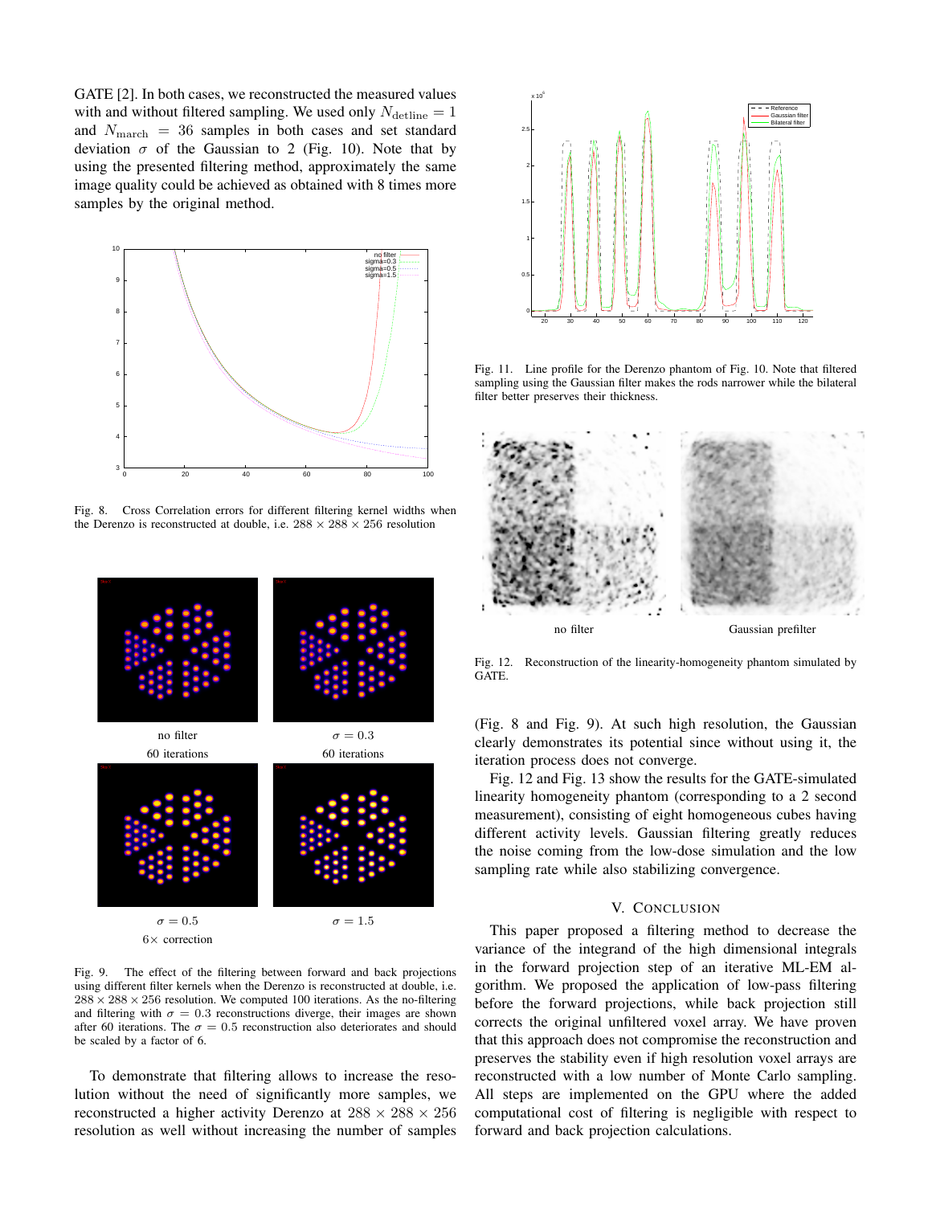GATE [2]. In both cases, we reconstructed the measured values with and without filtered sampling. We used only $N_{\text{detline}} = 1$ and $N_{\text{march}} = 36$ samples in both cases and set standard deviation $\sigma$ of the Gaussian to 2 (Fig. 10). Note that by using the presented filtering method, approximately the same image quality could be achieved as obtained with 8 times more samples by the original method.

Fig. 8. Cross Correlation errors for different filtering kernel widths when the Derenzo is reconstructed at double, i.e. $288 \times 288 \times 256$ resolution

no filter
60 iterations

$\sigma = 0.3$
60 iterations

$\sigma = 0.5$
$6\times$ correction

$\sigma = 1.5$

Fig. 9. The effect of the filtering between forward and back projections using different filter kernels when the Derenzo is reconstructed at double, i.e. $288 \times 288 \times 256$ resolution. We computed 100 iterations. As the no-filtering and filtering with $\sigma = 0.3$ reconstructions diverge, their images are shown after 60 iterations. The $\sigma = 0.5$ reconstruction also deteriorates and should be scaled by a factor of 6.

To demonstrate that filtering allows to increase the resolution without the need of significantly more samples, we reconstructed a higher activity Derenzo at $288 \times 288 \times 256$ resolution as well without increasing the number of samples (Fig. 8 and Fig. 9). At such high resolution, the Gaussian clearly demonstrates its potential since without using it, the iteration process does not converge.

Fig. 11. Line profile for the Derenzo phantom of Fig. 10. Note that filtered sampling using the Gaussian filter makes the rods narrower while the bilateral filter better preserves their thickness.

no filter

Gaussian prefilter

Fig. 12. Reconstruction of the linearity-homogeneity phantom simulated by GATE.

Fig. 12 and Fig. 13 show the results for the GATE-simulated linearity homogeneity phantom (corresponding to a 2 second measurement), consisting of eight homogeneous cubes having different activity levels. Gaussian filtering greatly reduces the noise coming from the low-dose simulation and the low sampling rate while also stabilizing convergence.

## V. Conclusion

This paper proposed a filtering method to decrease the variance of the integrand of the high dimensional integrals in the forward projection step of an iterative ML-EM algorithm. We proposed the application of low-pass filtering before the forward projections, while back projection still corrects the original unfiltered voxel array. We have proven that this approach does not compromise the reconstruction and preserves the stability even if high resolution voxel arrays are reconstructed with a low number of Monte Carlo sampling. All steps are implemented on the GPU where the added computational cost of filtering is negligible with respect to forward and back projection calculations.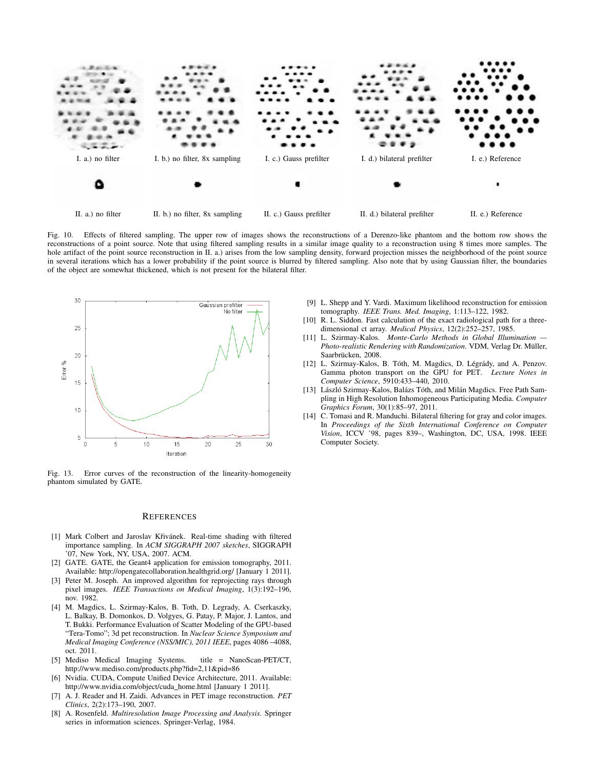I. a.) no filter

I. b.) no filter, 8x sampling

I. c.) Gauss prefilter

I. d.) bilateral prefilter

I. e.) Reference

II. a.) no filter

II. b.) no filter, 8x sampling

II. c.) Gauss prefilter

II. d.) bilateral prefilter

II. e.) Reference

Fig. 10. Effects of filtered sampling. The upper row of images shows the reconstructions of a Derenzo-like phantom and the bottom row shows the reconstructions of a point source. Note that using filtered sampling results in a similar image quality to a reconstruction using 8 times more samples. The hole artifact of the point source reconstruction in II. a.) arises from the low sampling density, forward projection misses the neighborhood of the point source in several iterations which has a lower probability if the point source is blurred by filtered sampling. Also note that by using Gaussian filter, the boundaries of the object are somewhat thickened, which is not present for the bilateral filter.

Gaussian prefilter

No filter

Error %

30

25

20

15

10

5

0

5

10

15

20

25

30

Iteration

Fig. 13. Error curves of the reconstruction of the linearity-homogeneity phantom simulated by GATE.

## References

[1] Mark Colbert and Jaroslav Křivánek. Real-time shading with filtered importance sampling. In *ACM SIGGRAPH 2007 sketches*, SIGGRAPH '07, New York, NY, USA, 2007. ACM.

[2] GATE. GATE, the Geant4 application for emission tomography, 2011. Available: http://opengatecollaboration.healthgrid.org/ [January 1 2011].

[3] Peter M. Joseph. An improved algorithm for reprojecting rays through pixel images. *IEEE Transactions on Medical Imaging*, 1(3):192–196, nov. 1982.

[4] M. Magdics, L. Szirmay-Kalos, B. Toth, D. Legrady, A. Cserkaszky, L. Balkay, B. Domonkos, D. Volgyes, G. Patay, P. Major, J. Lantos, and T. Bukki. Performance Evaluation of Scatter Modeling of the GPU-based "Tera-Tomo"; 3d pet reconstruction. In *Nuclear Science Symposium and Medical Imaging Conference (NSS/MIC), 2011 IEEE*, pages 4086 –4088, oct. 2011.

[5] Mediso Medical Imaging Systems. title = NanoScan-PET/CT, http://www.mediso.com/products.php?fid=2,11&pid=86

[6] Nvidia. CUDA, Compute Unified Device Architecture, 2011. Available: http://www.nvidia.com/object/cuda_home.html [January 1 2011].

[7] A. J. Reader and H. Zaidi. Advances in PET image reconstruction. *PET Clinics*, 2(2):173–190, 2007.

[8] A. Rosenfeld. *Multiresolution Image Processing and Analysis*. Springer series in information sciences. Springer-Verlag, 1984.

[9] L. Shepp and Y. Vardi. Maximum likelihood reconstruction for emission tomography. *IEEE Trans. Med. Imaging*, 1:113–122, 1982.

[10] R. L. Siddon. Fast calculation of the exact radiological path for a three-dimensional ct array. *Medical Physics*, 12(2):252–257, 1985.

[11] L. Szirmay-Kalos. *Monte-Carlo Methods in Global Illumination — Photo-realistic Rendering with Randomization*. VDM, Verlag Dr. Müller, Saarbrücken, 2008.

[12] L. Szirmay-Kalos, B. Tóth, M. Magdics, D. Légrády, and A. Penzov. Gamma photon transport on the GPU for PET. *Lecture Notes in Computer Science*, 5910:433–440, 2010.

[13] László Szirmay-Kalos, Balázs Tóth, and Milán Magdics. Free Path Sampling in High Resolution Inhomogeneous Participating Media. *Computer Graphics Forum*, 30(1):85–97, 2011.

[14] C. Tomasi and R. Manduchi. Bilateral filtering for gray and color images. In *Proceedings of the Sixth International Conference on Computer Vision*, ICCV '98, pages 839–, Washington, DC, USA, 1998. IEEE Computer Society.